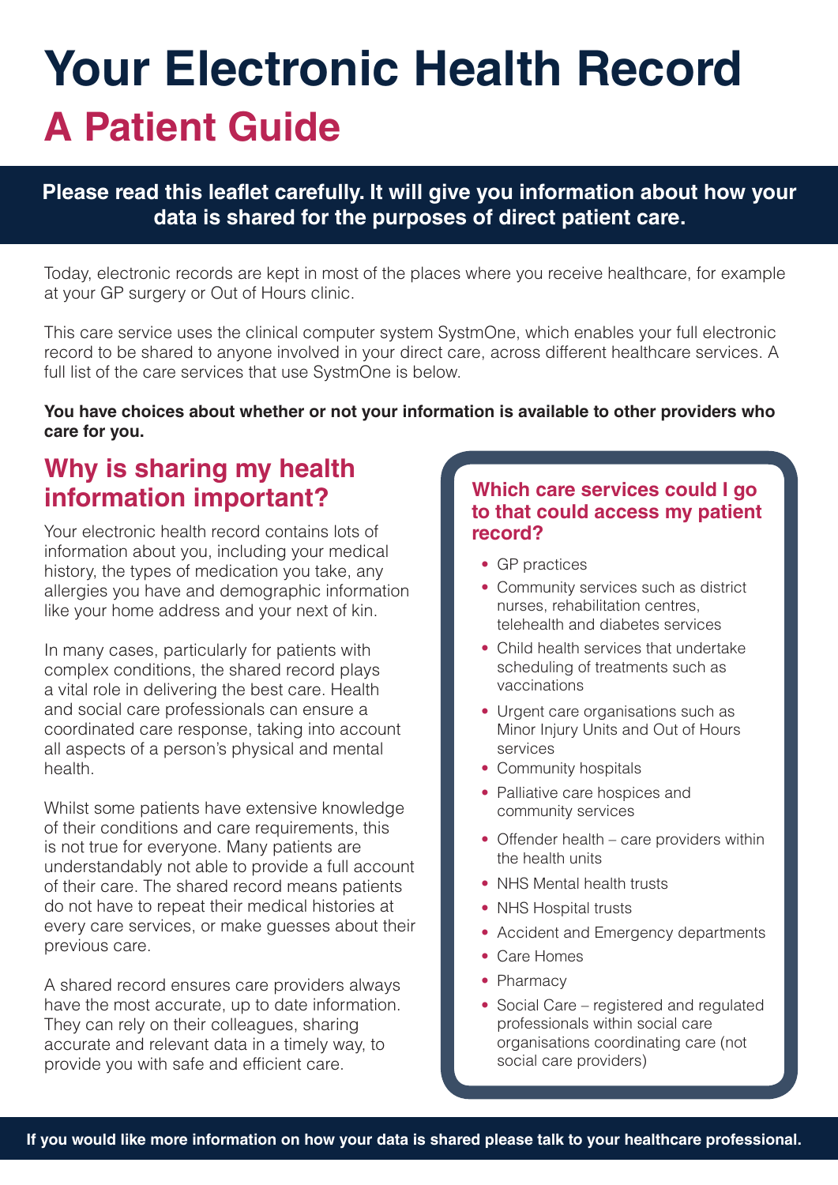# Your Electronic Health Record

## A Patient Guide

**Please read this leaflet carefully. It will give you information about how your data is shared for the purposes of direct patient care.**

Today, electronic records are kept in most of the places where you receive healthcare, for example at your GP surgery or Out of Hours clinic.

This care service uses the clinical computer system SystmOne, which enables your full electronic record to be shared to anyone involved in your direct care, across different healthcare services. A full list of the care services that use SystmOne is below.

**You have choices about whether or not your information is available to other providers who care for you.**

## Why is sharing my health information important?

Your electronic health record contains lots of information about you, including your medical history, the types of medication you take, any allergies you have and demographic information like your home address and your next of kin.

In many cases, particularly for patients with complex conditions, the shared record plays a vital role in delivering the best care. Health and social care professionals can ensure a coordinated care response, taking into account all aspects of a person's physical and mental health.

Whilst some patients have extensive knowledge of their conditions and care requirements, this is not true for everyone. Many patients are understandably not able to provide a full account of their care. The shared record means patients do not have to repeat their medical histories at every care services, or make guesses about their previous care.

A shared record ensures care providers always have the most accurate, up to date information. They can rely on their colleagues, sharing accurate and relevant data in a timely way, to provide you with safe and efficient care.

### Which care services could I go to that could access my patient record?

- GP practices
- Community services such as district nurses, rehabilitation centres, telehealth and diabetes services
- Child health services that undertake scheduling of treatments such as vaccinations
- Urgent care organisations such as Minor Injury Units and Out of Hours services
- Community hospitals
- Palliative care hospices and community services
- Offender health – care providers within the health units
- NHS Mental health trusts
- NHS Hospital trusts
- Accident and Emergency departments
- Care Homes
- Pharmacy
- Social Care – registered and regulated professionals within social care organisations coordinating care (not social care providers)

**If you would like more information on how your data is shared please talk to your healthcare professional.**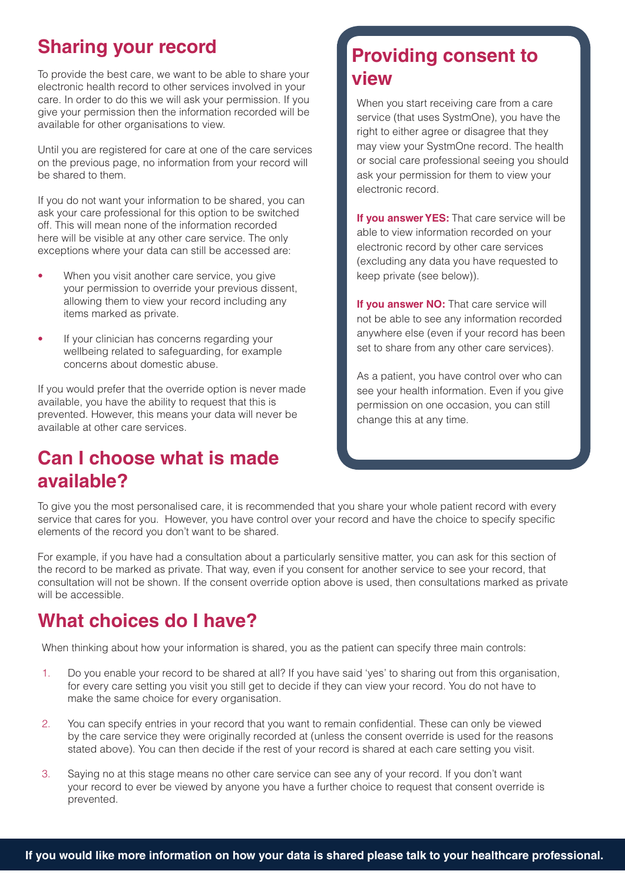## Sharing your record

To provide the best care, we want to be able to share your electronic health record to other services involved in your care. In order to do this we will ask your permission. If you give your permission then the information recorded will be available for other organisations to view.

Until you are registered for care at one of the care services on the previous page, no information from your record will be shared to them.

If you do not want your information to be shared, you can ask your care professional for this option to be switched off. This will mean none of the information recorded here will be visible at any other care service. The only exceptions where your data can still be accessed are:

- When you visit another care service, you give your permission to override your previous dissent, allowing them to view your record including any items marked as private.
- If your clinician has concerns regarding your wellbeing related to safeguarding, for example concerns about domestic abuse.

If you would prefer that the override option is never made available, you have the ability to request that this is prevented. However, this means your data will never be available at other care services.

## Providing consent to view

When you start receiving care from a care service (that uses SystmOne), you have the right to either agree or disagree that they may view your SystmOne record. The health or social care professional seeing you should ask your permission for them to view your electronic record.

**If you answer YES:** That care service will be able to view information recorded on your electronic record by other care services (excluding any data you have requested to keep private (see below)).

**If you answer NO:** That care service will not be able to see any information recorded anywhere else (even if your record has been set to share from any other care services).

As a patient, you have control over who can see your health information. Even if you give permission on one occasion, you can still change this at any time.

## Can I choose what is made available?

To give you the most personalised care, it is recommended that you share your whole patient record with every service that cares for you. However, you have control over your record and have the choice to specify specific elements of the record you don't want to be shared.

For example, if you have had a consultation about a particularly sensitive matter, you can ask for this section of the record to be marked as private. That way, even if you consent for another service to see your record, that consultation will not be shown. If the consent override option above is used, then consultations marked as private will be accessible.

## What choices do I have?

When thinking about how your information is shared, you as the patient can specify three main controls:

1. Do you enable your record to be shared at all? If you have said 'yes' to sharing out from this organisation, for every care setting you visit you still get to decide if they can view your record. You do not have to make the same choice for every organisation.
2. You can specify entries in your record that you want to remain confidential. These can only be viewed by the care service they were originally recorded at (unless the consent override is used for the reasons stated above). You can then decide if the rest of your record is shared at each care setting you visit.
3. Saying no at this stage means no other care service can see any of your record. If you don't want your record to ever be viewed by anyone you have a further choice to request that consent override is prevented.

**If you would like more information on how your data is shared please talk to your healthcare professional.**